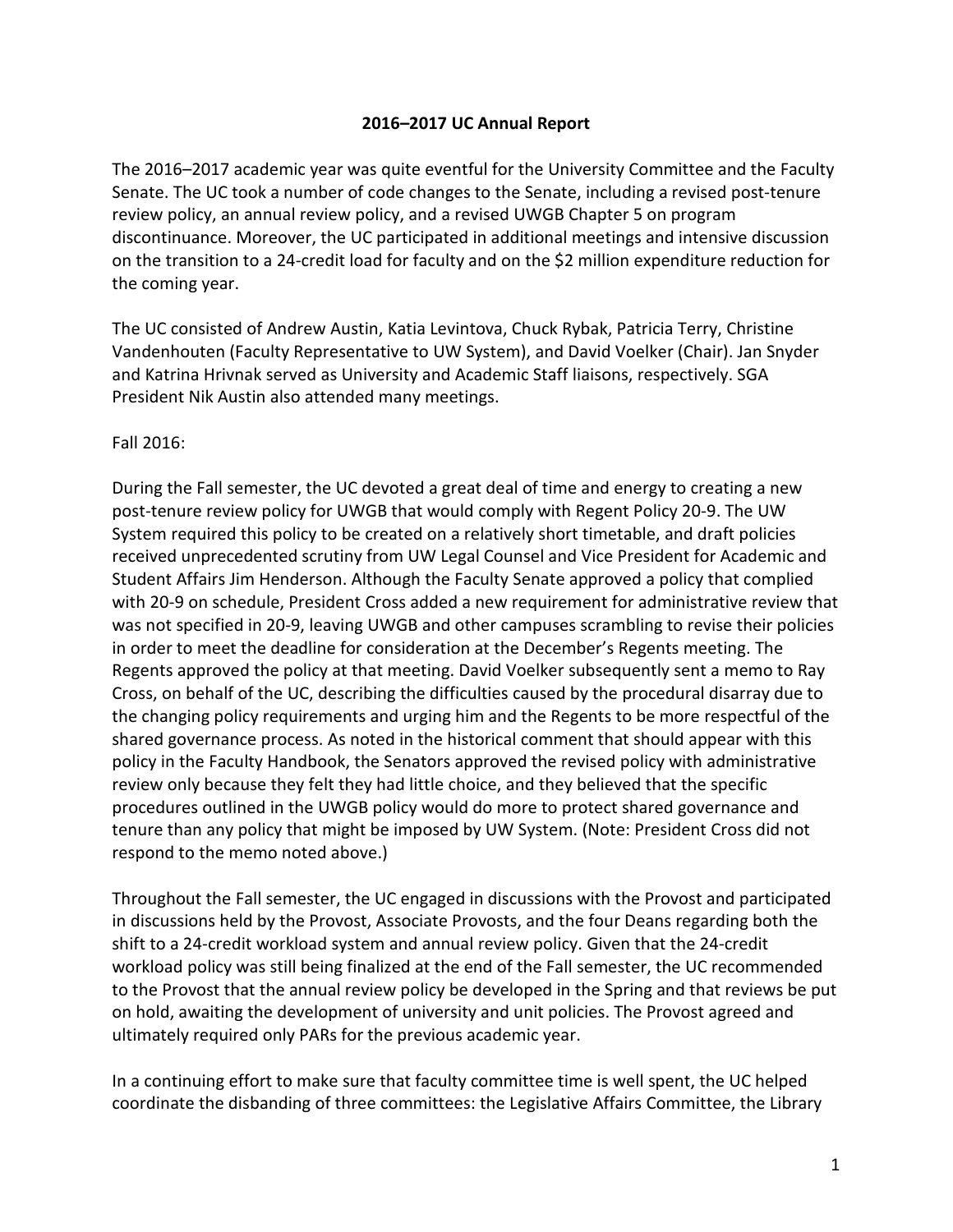# 2016–2017 UC Annual Report

The 2016–2017 academic year was quite eventful for the University Committee and the Faculty Senate. The UC took a number of code changes to the Senate, including a revised post-tenure review policy, an annual review policy, and a revised UWGB Chapter 5 on program discontinuance. Moreover, the UC participated in additional meetings and intensive discussion on the transition to a 24-credit load for faculty and on the $2 million expenditure reduction for the coming year.

The UC consisted of Andrew Austin, Katia Levintova, Chuck Rybak, Patricia Terry, Christine Vandenhouten (Faculty Representative to UW System), and David Voelker (Chair). Jan Snyder and Katrina Hrivnak served as University and Academic Staff liaisons, respectively. SGA President Nik Austin also attended many meetings.

Fall 2016:

During the Fall semester, the UC devoted a great deal of time and energy to creating a new post-tenure review policy for UWGB that would comply with Regent Policy 20-9. The UW System required this policy to be created on a relatively short timetable, and draft policies received unprecedented scrutiny from UW Legal Counsel and Vice President for Academic and Student Affairs Jim Henderson. Although the Faculty Senate approved a policy that complied with 20-9 on schedule, President Cross added a new requirement for administrative review that was not specified in 20-9, leaving UWGB and other campuses scrambling to revise their policies in order to meet the deadline for consideration at the December's Regents meeting. The Regents approved the policy at that meeting. David Voelker subsequently sent a memo to Ray Cross, on behalf of the UC, describing the difficulties caused by the procedural disarray due to the changing policy requirements and urging him and the Regents to be more respectful of the shared governance process. As noted in the historical comment that should appear with this policy in the Faculty Handbook, the Senators approved the revised policy with administrative review only because they felt they had little choice, and they believed that the specific procedures outlined in the UWGB policy would do more to protect shared governance and tenure than any policy that might be imposed by UW System. (Note: President Cross did not respond to the memo noted above.)

Throughout the Fall semester, the UC engaged in discussions with the Provost and participated in discussions held by the Provost, Associate Provosts, and the four Deans regarding both the shift to a 24-credit workload system and annual review policy. Given that the 24-credit workload policy was still being finalized at the end of the Fall semester, the UC recommended to the Provost that the annual review policy be developed in the Spring and that reviews be put on hold, awaiting the development of university and unit policies. The Provost agreed and ultimately required only PARs for the previous academic year.

In a continuing effort to make sure that faculty committee time is well spent, the UC helped coordinate the disbanding of three committees: the Legislative Affairs Committee, the Library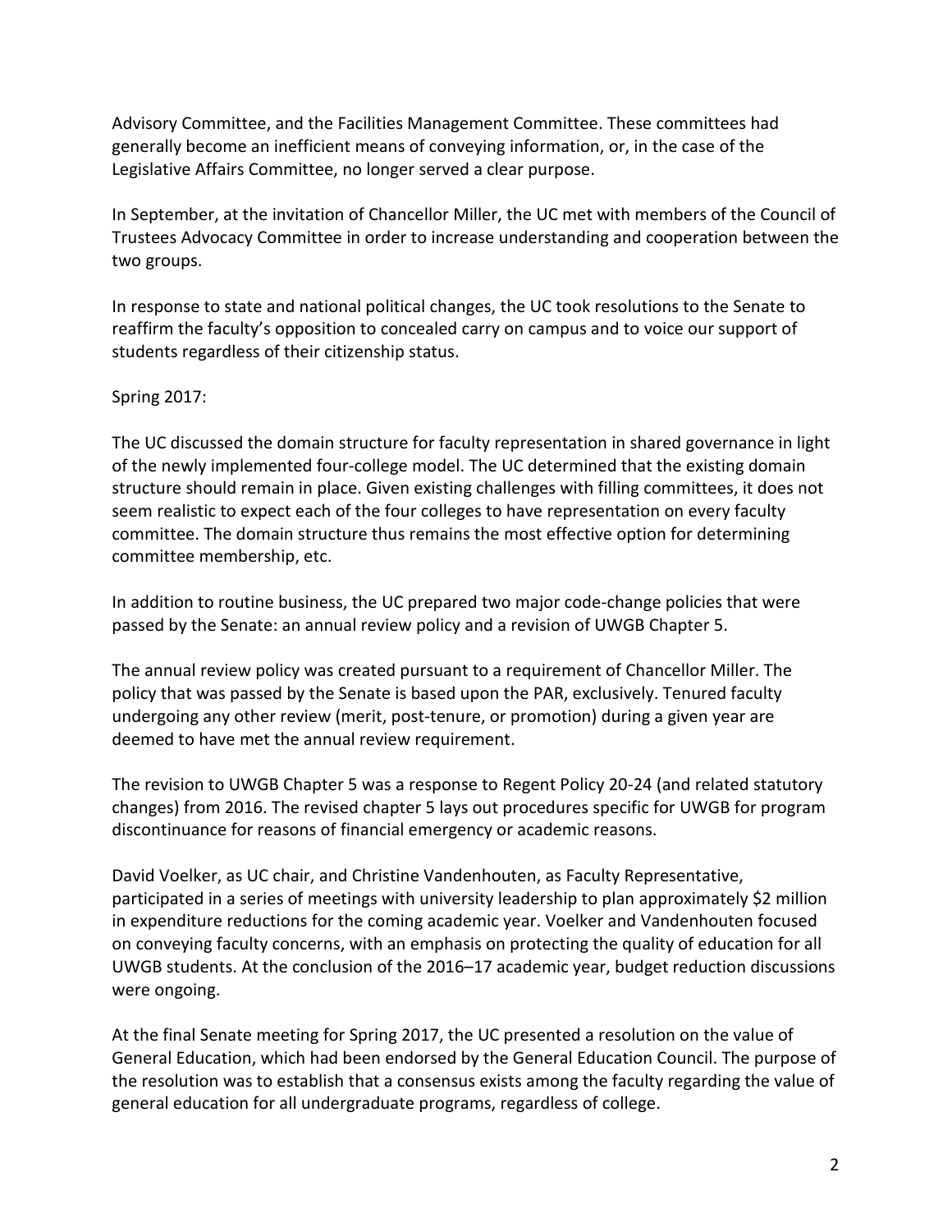Advisory Committee, and the Facilities Management Committee. These committees had generally become an inefficient means of conveying information, or, in the case of the Legislative Affairs Committee, no longer served a clear purpose.

In September, at the invitation of Chancellor Miller, the UC met with members of the Council of Trustees Advocacy Committee in order to increase understanding and cooperation between the two groups.

In response to state and national political changes, the UC took resolutions to the Senate to reaffirm the faculty's opposition to concealed carry on campus and to voice our support of students regardless of their citizenship status.

Spring 2017:

The UC discussed the domain structure for faculty representation in shared governance in light of the newly implemented four-college model. The UC determined that the existing domain structure should remain in place. Given existing challenges with filling committees, it does not seem realistic to expect each of the four colleges to have representation on every faculty committee. The domain structure thus remains the most effective option for determining committee membership, etc.

In addition to routine business, the UC prepared two major code-change policies that were passed by the Senate: an annual review policy and a revision of UWGB Chapter 5.

The annual review policy was created pursuant to a requirement of Chancellor Miller. The policy that was passed by the Senate is based upon the PAR, exclusively. Tenured faculty undergoing any other review (merit, post-tenure, or promotion) during a given year are deemed to have met the annual review requirement.

The revision to UWGB Chapter 5 was a response to Regent Policy 20-24 (and related statutory changes) from 2016. The revised chapter 5 lays out procedures specific for UWGB for program discontinuance for reasons of financial emergency or academic reasons.

David Voelker, as UC chair, and Christine Vandenhouten, as Faculty Representative, participated in a series of meetings with university leadership to plan approximately $2 million in expenditure reductions for the coming academic year. Voelker and Vandenhouten focused on conveying faculty concerns, with an emphasis on protecting the quality of education for all UWGB students. At the conclusion of the 2016–17 academic year, budget reduction discussions were ongoing.

At the final Senate meeting for Spring 2017, the UC presented a resolution on the value of General Education, which had been endorsed by the General Education Council. The purpose of the resolution was to establish that a consensus exists among the faculty regarding the value of general education for all undergraduate programs, regardless of college.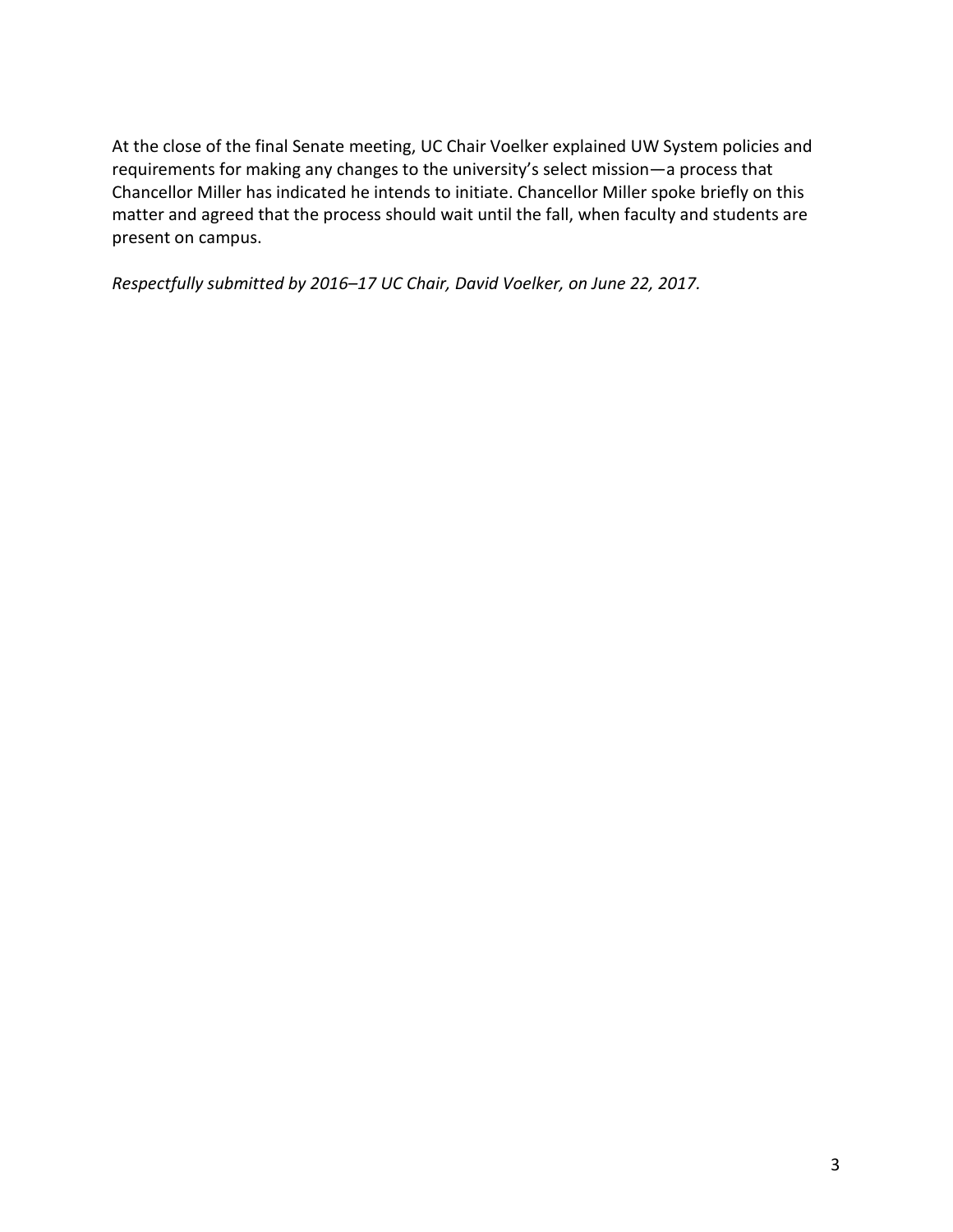At the close of the final Senate meeting, UC Chair Voelker explained UW System policies and requirements for making any changes to the university's select mission—a process that Chancellor Miller has indicated he intends to initiate. Chancellor Miller spoke briefly on this matter and agreed that the process should wait until the fall, when faculty and students are present on campus.

*Respectfully submitted by 2016–17 UC Chair, David Voelker, on June 22, 2017.*